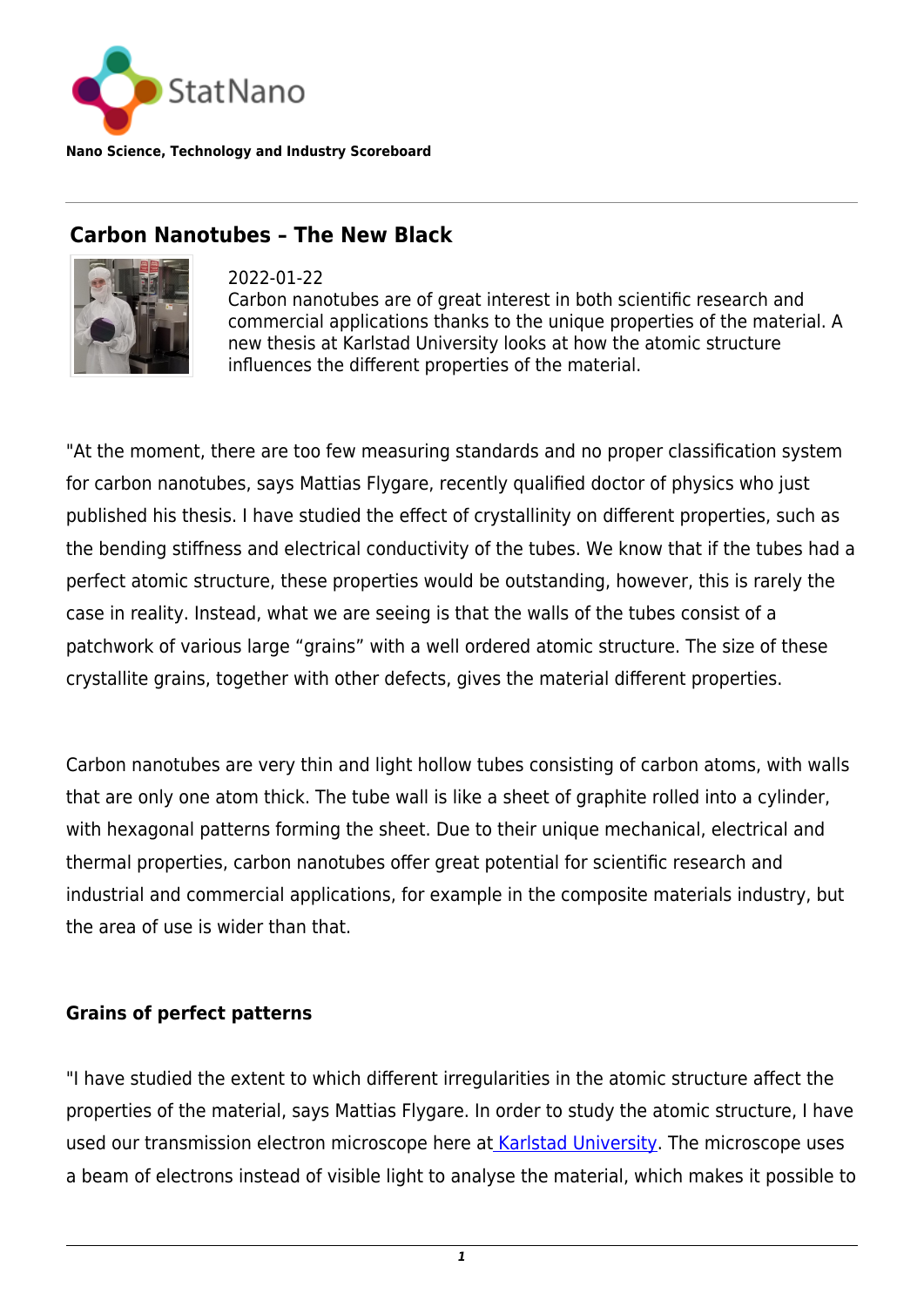StatNano

**Nano Science, Technology and Industry Scoreboard**

# Carbon Nanotubes – The New Black

2022-01-22

Carbon nanotubes are of great interest in both scientific research and commercial applications thanks to the unique properties of the material. A new thesis at Karlstad University looks at how the atomic structure influences the different properties of the material.

"At the moment, there are too few measuring standards and no proper classification system for carbon nanotubes, says Mattias Flygare, recently qualified doctor of physics who just published his thesis. I have studied the effect of crystallinity on different properties, such as the bending stiffness and electrical conductivity of the tubes. We know that if the tubes had a perfect atomic structure, these properties would be outstanding, however, this is rarely the case in reality. Instead, what we are seeing is that the walls of the tubes consist of a patchwork of various large "grains" with a well ordered atomic structure. The size of these crystallite grains, together with other defects, gives the material different properties.

Carbon nanotubes are very thin and light hollow tubes consisting of carbon atoms, with walls that are only one atom thick. The tube wall is like a sheet of graphite rolled into a cylinder, with hexagonal patterns forming the sheet. Due to their unique mechanical, electrical and thermal properties, carbon nanotubes offer great potential for scientific research and industrial and commercial applications, for example in the composite materials industry, but the area of use is wider than that.

## Grains of perfect patterns

"I have studied the extent to which different irregularities in the atomic structure affect the properties of the material, says Mattias Flygare. In order to study the atomic structure, I have used our transmission electron microscope here at Karlstad University. The microscope uses a beam of electrons instead of visible light to analyse the material, which makes it possible to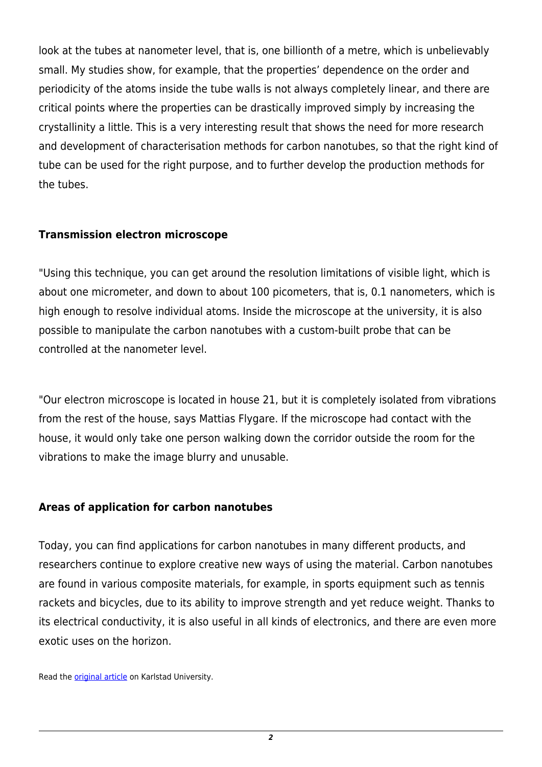look at the tubes at nanometer level, that is, one billionth of a metre, which is unbelievably small. My studies show, for example, that the properties' dependence on the order and periodicity of the atoms inside the tube walls is not always completely linear, and there are critical points where the properties can be drastically improved simply by increasing the crystallinity a little. This is a very interesting result that shows the need for more research and development of characterisation methods for carbon nanotubes, so that the right kind of tube can be used for the right purpose, and to further develop the production methods for the tubes.

### Transmission electron microscope

"Using this technique, you can get around the resolution limitations of visible light, which is about one micrometer, and down to about 100 picometers, that is, 0.1 nanometers, which is high enough to resolve individual atoms. Inside the microscope at the university, it is also possible to manipulate the carbon nanotubes with a custom-built probe that can be controlled at the nanometer level.

"Our electron microscope is located in house 21, but it is completely isolated from vibrations from the rest of the house, says Mattias Flygare. If the microscope had contact with the house, it would only take one person walking down the corridor outside the room for the vibrations to make the image blurry and unusable.

### Areas of application for carbon nanotubes

Today, you can find applications for carbon nanotubes in many different products, and researchers continue to explore creative new ways of using the material. Carbon nanotubes are found in various composite materials, for example, in sports equipment such as tennis rackets and bicycles, due to its ability to improve strength and yet reduce weight. Thanks to its electrical conductivity, it is also useful in all kinds of electronics, and there are even more exotic uses on the horizon.

Read the original article on Karlstad University.